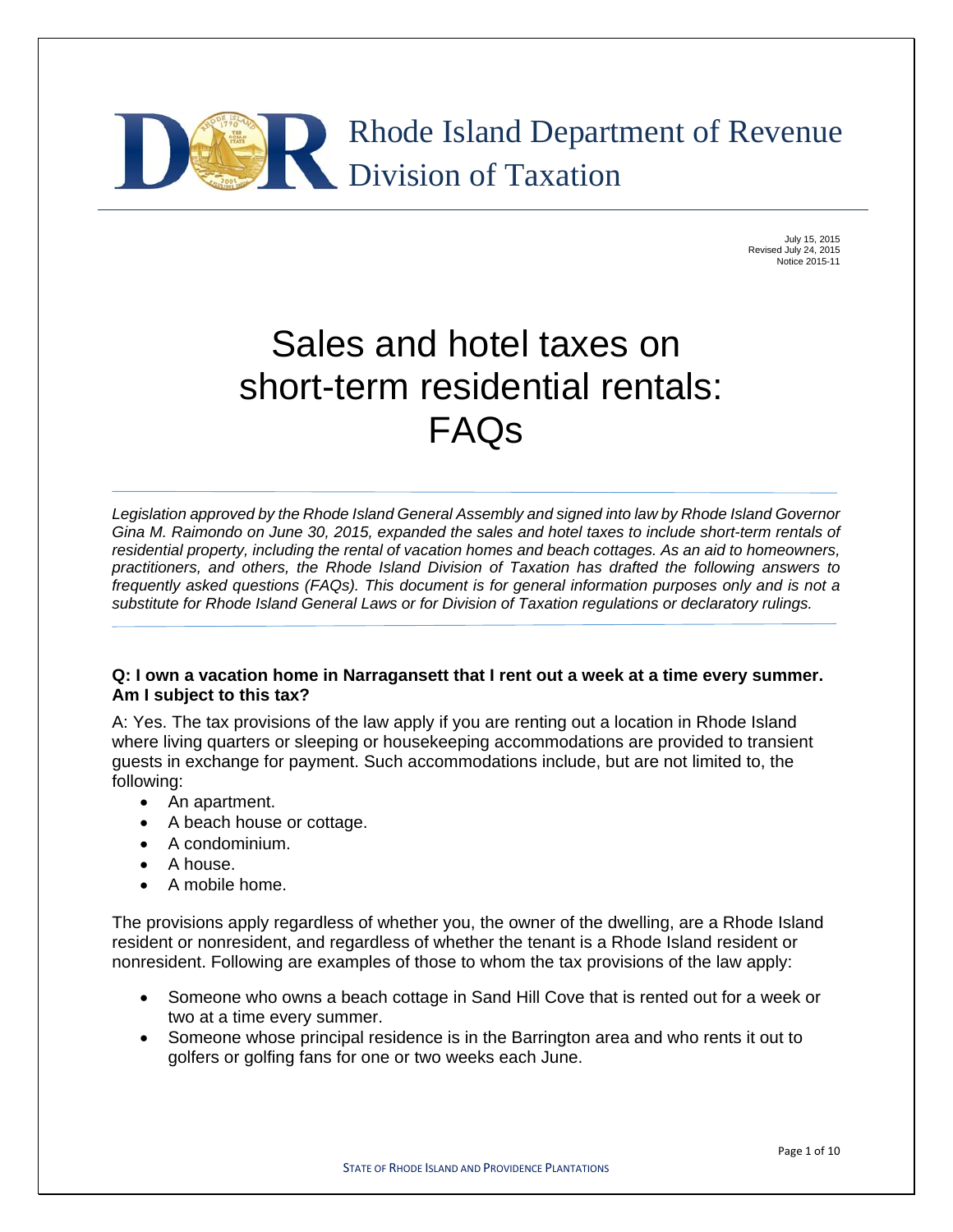Rhode Island Department of Revenue
Division of Taxation

July 15, 2015
Revised July 24, 2015
Notice 2015-11

# Sales and hotel taxes on short-term residential rentals: FAQs

*Legislation approved by the Rhode Island General Assembly and signed into law by Rhode Island Governor Gina M. Raimondo on June 30, 2015, expanded the sales and hotel taxes to include short-term rentals of residential property, including the rental of vacation homes and beach cottages. As an aid to homeowners, practitioners, and others, the Rhode Island Division of Taxation has drafted the following answers to frequently asked questions (FAQs). This document is for general information purposes only and is not a substitute for Rhode Island General Laws or for Division of Taxation regulations or declaratory rulings.*

**Q: I own a vacation home in Narragansett that I rent out a week at a time every summer. Am I subject to this tax?**

A: Yes. The tax provisions of the law apply if you are renting out a location in Rhode Island where living quarters or sleeping or housekeeping accommodations are provided to transient guests in exchange for payment. Such accommodations include, but are not limited to, the following:

- An apartment.
- A beach house or cottage.
- A condominium.
- A house.
- A mobile home.

The provisions apply regardless of whether you, the owner of the dwelling, are a Rhode Island resident or nonresident, and regardless of whether the tenant is a Rhode Island resident or nonresident. Following are examples of those to whom the tax provisions of the law apply:

- Someone who owns a beach cottage in Sand Hill Cove that is rented out for a week or two at a time every summer.
- Someone whose principal residence is in the Barrington area and who rents it out to golfers or golfing fans for one or two weeks each June.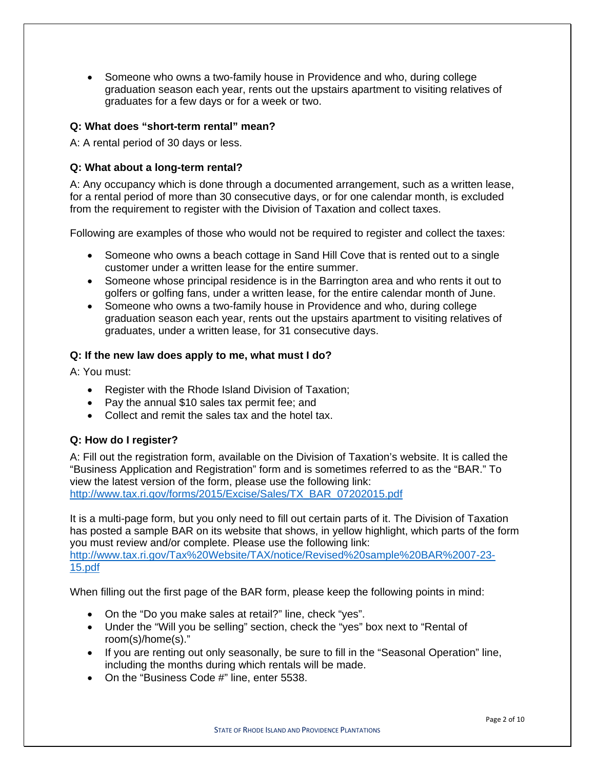- Someone who owns a two-family house in Providence and who, during college graduation season each year, rents out the upstairs apartment to visiting relatives of graduates for a few days or for a week or two.

**Q: What does "short-term rental" mean?**

A: A rental period of 30 days or less.

**Q: What about a long-term rental?**

A: Any occupancy which is done through a documented arrangement, such as a written lease, for a rental period of more than 30 consecutive days, or for one calendar month, is excluded from the requirement to register with the Division of Taxation and collect taxes.

Following are examples of those who would not be required to register and collect the taxes:

- Someone who owns a beach cottage in Sand Hill Cove that is rented out to a single customer under a written lease for the entire summer.
- Someone whose principal residence is in the Barrington area and who rents it out to golfers or golfing fans, under a written lease, for the entire calendar month of June.
- Someone who owns a two-family house in Providence and who, during college graduation season each year, rents out the upstairs apartment to visiting relatives of graduates, under a written lease, for 31 consecutive days.

**Q: If the new law does apply to me, what must I do?**

A: You must:

- Register with the Rhode Island Division of Taxation;
- Pay the annual $10 sales tax permit fee; and
- Collect and remit the sales tax and the hotel tax.

**Q: How do I register?**

A: Fill out the registration form, available on the Division of Taxation's website. It is called the "Business Application and Registration" form and is sometimes referred to as the "BAR." To view the latest version of the form, please use the following link: [http://www.tax.ri.gov/forms/2015/Excise/Sales/TX_BAR_07202015.pdf](http://www.tax.ri.gov/forms/2015/Excise/Sales/TX_BAR_07202015.pdf)

It is a multi-page form, but you only need to fill out certain parts of it. The Division of Taxation has posted a sample BAR on its website that shows, in yellow highlight, which parts of the form you must review and/or complete. Please use the following link: [http://www.tax.ri.gov/Tax%20Website/TAX/notice/Revised%20sample%20BAR%2007-23-15.pdf](http://www.tax.ri.gov/Tax%20Website/TAX/notice/Revised%20sample%20BAR%2007-23-15.pdf)

When filling out the first page of the BAR form, please keep the following points in mind:

- On the "Do you make sales at retail?" line, check "yes".
- Under the "Will you be selling" section, check the "yes" box next to "Rental of room(s)/home(s)."
- If you are renting out only seasonally, be sure to fill in the "Seasonal Operation" line, including the months during which rentals will be made.
- On the "Business Code #" line, enter 5538.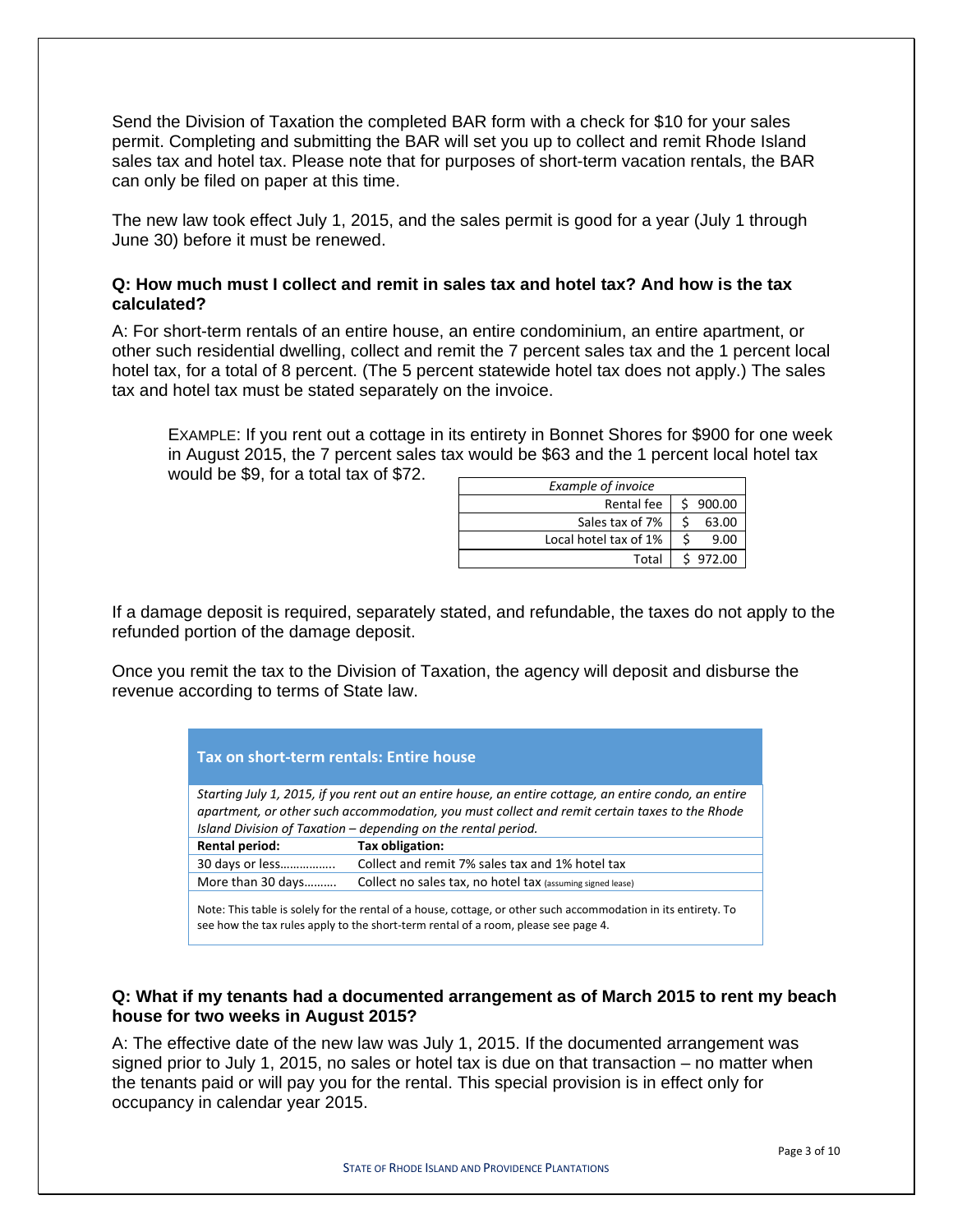Send the Division of Taxation the completed BAR form with a check for $10 for your sales permit. Completing and submitting the BAR will set you up to collect and remit Rhode Island sales tax and hotel tax. Please note that for purposes of short-term vacation rentals, the BAR can only be filed on paper at this time.

The new law took effect July 1, 2015, and the sales permit is good for a year (July 1 through June 30) before it must be renewed.

### Q: How much must I collect and remit in sales tax and hotel tax? And how is the tax calculated?

A: For short-term rentals of an entire house, an entire condominium, an entire apartment, or other such residential dwelling, collect and remit the 7 percent sales tax and the 1 percent local hotel tax, for a total of 8 percent. (The 5 percent statewide hotel tax does not apply.) The sales tax and hotel tax must be stated separately on the invoice.

> EXAMPLE: If you rent out a cottage in its entirety in Bonnet Shores for $900 for one week in August 2015, the 7 percent sales tax would be $63 and the 1 percent local hotel tax would be $9, for a total tax of $72.

| *Example of invoice* | |
|---|---|
| Rental fee | $ 900.00 |
| Sales tax of 7% | $ 63.00 |
| Local hotel tax of 1% | $ 9.00 |
| Total | $ 972.00 |

If a damage deposit is required, separately stated, and refundable, the taxes do not apply to the refunded portion of the damage deposit.

Once you remit the tax to the Division of Taxation, the agency will deposit and disburse the revenue according to terms of State law.

**Tax on short-term rentals: Entire house**

*Starting July 1, 2015, if you rent out an entire house, an entire cottage, an entire condo, an entire apartment, or other such accommodation, you must collect and remit certain taxes to the Rhode Island Division of Taxation – depending on the rental period.*

| Rental period: | Tax obligation: |
|---|---|
| 30 days or less…………….. | Collect and remit 7% sales tax and 1% hotel tax |
| More than 30 days………. | Collect no sales tax, no hotel tax (assuming signed lease) |

Note: This table is solely for the rental of a house, cottage, or other such accommodation in its entirety. To see how the tax rules apply to the short-term rental of a room, please see page 4.

### Q: What if my tenants had a documented arrangement as of March 2015 to rent my beach house for two weeks in August 2015?

A: The effective date of the new law was July 1, 2015. If the documented arrangement was signed prior to July 1, 2015, no sales or hotel tax is due on that transaction – no matter when the tenants paid or will pay you for the rental. This special provision is in effect only for occupancy in calendar year 2015.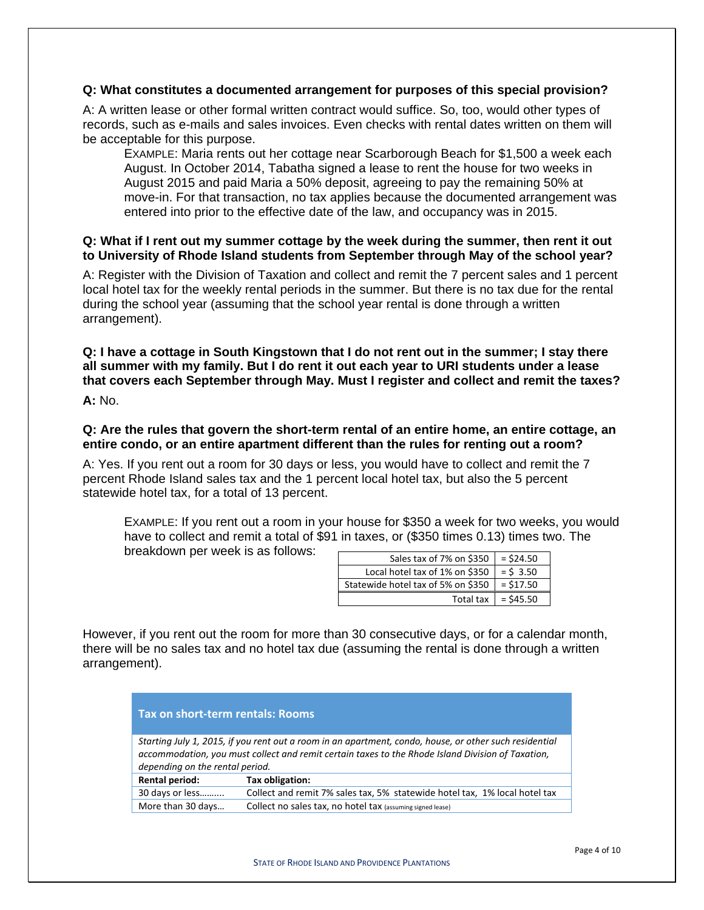**Q: What constitutes a documented arrangement for purposes of this special provision?**

A: A written lease or other formal written contract would suffice. So, too, would other types of records, such as e-mails and sales invoices. Even checks with rental dates written on them will be acceptable for this purpose.

> EXAMPLE: Maria rents out her cottage near Scarborough Beach for $1,500 a week each August. In October 2014, Tabatha signed a lease to rent the house for two weeks in August 2015 and paid Maria a 50% deposit, agreeing to pay the remaining 50% at move-in. For that transaction, no tax applies because the documented arrangement was entered into prior to the effective date of the law, and occupancy was in 2015.

**Q: What if I rent out my summer cottage by the week during the summer, then rent it out to University of Rhode Island students from September through May of the school year?**

A: Register with the Division of Taxation and collect and remit the 7 percent sales and 1 percent local hotel tax for the weekly rental periods in the summer. But there is no tax due for the rental during the school year (assuming that the school year rental is done through a written arrangement).

**Q: I have a cottage in South Kingstown that I do not rent out in the summer; I stay there all summer with my family. But I do rent it out each year to URI students under a lease that covers each September through May. Must I register and collect and remit the taxes?**

**A:** No.

**Q: Are the rules that govern the short-term rental of an entire home, an entire cottage, an entire condo, or an entire apartment different than the rules for renting out a room?**

A: Yes. If you rent out a room for 30 days or less, you would have to collect and remit the 7 percent Rhode Island sales tax and the 1 percent local hotel tax, but also the 5 percent statewide hotel tax, for a total of 13 percent.

> EXAMPLE: If you rent out a room in your house for $350 a week for two weeks, you would have to collect and remit a total of $91 in taxes, or ($350 times 0.13) times two. The breakdown per week is as follows:

| | |
|---:|---|
| Sales tax of 7% on $350 | = $24.50 |
| Local hotel tax of 1% on $350 | = $ 3.50 |
| Statewide hotel tax of 5% on $350 | = $17.50 |
| Total tax | = $45.50 |

However, if you rent out the room for more than 30 consecutive days, or for a calendar month, there will be no sales tax and no hotel tax due (assuming the rental is done through a written arrangement).

**Tax on short-term rentals: Rooms**

*Starting July 1, 2015, if you rent out a room in an apartment, condo, house, or other such residential accommodation, you must collect and remit certain taxes to the Rhode Island Division of Taxation, depending on the rental period.*

| Rental period: | Tax obligation: |
|---|---|
| 30 days or less………. | Collect and remit 7% sales tax, 5% statewide hotel tax, 1% local hotel tax |
| More than 30 days… | Collect no sales tax, no hotel tax (assuming signed lease) |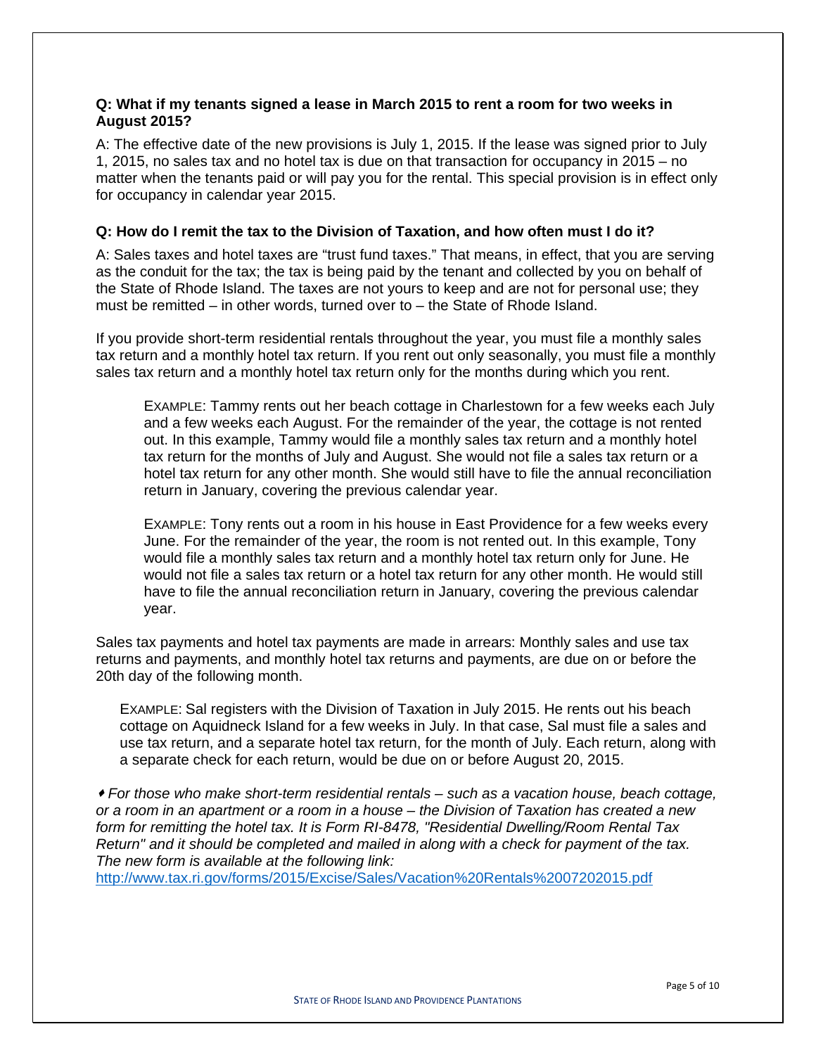**Q: What if my tenants signed a lease in March 2015 to rent a room for two weeks in August 2015?**

A: The effective date of the new provisions is July 1, 2015. If the lease was signed prior to July 1, 2015, no sales tax and no hotel tax is due on that transaction for occupancy in 2015 – no matter when the tenants paid or will pay you for the rental. This special provision is in effect only for occupancy in calendar year 2015.

**Q: How do I remit the tax to the Division of Taxation, and how often must I do it?**

A: Sales taxes and hotel taxes are "trust fund taxes." That means, in effect, that you are serving as the conduit for the tax; the tax is being paid by the tenant and collected by you on behalf of the State of Rhode Island. The taxes are not yours to keep and are not for personal use; they must be remitted – in other words, turned over to – the State of Rhode Island.

If you provide short-term residential rentals throughout the year, you must file a monthly sales tax return and a monthly hotel tax return. If you rent out only seasonally, you must file a monthly sales tax return and a monthly hotel tax return only for the months during which you rent.

> EXAMPLE: Tammy rents out her beach cottage in Charlestown for a few weeks each July and a few weeks each August. For the remainder of the year, the cottage is not rented out. In this example, Tammy would file a monthly sales tax return and a monthly hotel tax return for the months of July and August. She would not file a sales tax return or a hotel tax return for any other month. She would still have to file the annual reconciliation return in January, covering the previous calendar year.

> EXAMPLE: Tony rents out a room in his house in East Providence for a few weeks every June. For the remainder of the year, the room is not rented out. In this example, Tony would file a monthly sales tax return and a monthly hotel tax return only for June. He would not file a sales tax return or a hotel tax return for any other month. He would still have to file the annual reconciliation return in January, covering the previous calendar year.

Sales tax payments and hotel tax payments are made in arrears: Monthly sales and use tax returns and payments, and monthly hotel tax returns and payments, are due on or before the 20th day of the following month.

> EXAMPLE: Sal registers with the Division of Taxation in July 2015. He rents out his beach cottage on Aquidneck Island for a few weeks in July. In that case, Sal must file a sales and use tax return, and a separate hotel tax return, for the month of July. Each return, along with a separate check for each return, would be due on or before August 20, 2015.

♦ *For those who make short-term residential rentals – such as a vacation house, beach cottage, or a room in an apartment or a room in a house – the Division of Taxation has created a new form for remitting the hotel tax. It is Form RI-8478, "Residential Dwelling/Room Rental Tax Return" and it should be completed and mailed in along with a check for payment of the tax. The new form is available at the following link:*
http://www.tax.ri.gov/forms/2015/Excise/Sales/Vacation%20Rentals%2007202015.pdf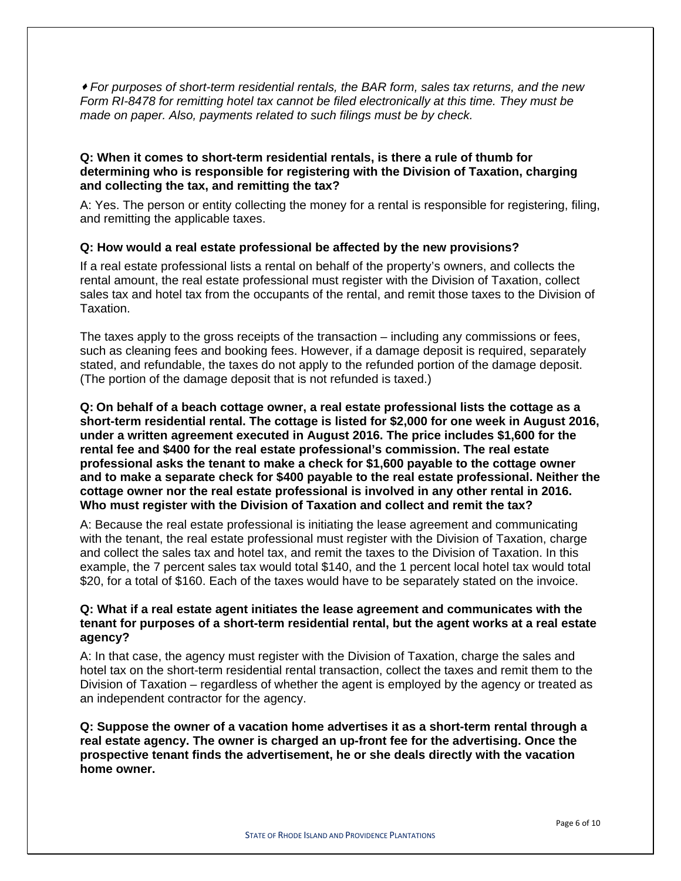♦ *For purposes of short-term residential rentals, the BAR form, sales tax returns, and the new Form RI-8478 for remitting hotel tax cannot be filed electronically at this time. They must be made on paper. Also, payments related to such filings must be by check.*

**Q: When it comes to short-term residential rentals, is there a rule of thumb for determining who is responsible for registering with the Division of Taxation, charging and collecting the tax, and remitting the tax?**

A: Yes. The person or entity collecting the money for a rental is responsible for registering, filing, and remitting the applicable taxes.

**Q: How would a real estate professional be affected by the new provisions?**

If a real estate professional lists a rental on behalf of the property's owners, and collects the rental amount, the real estate professional must register with the Division of Taxation, collect sales tax and hotel tax from the occupants of the rental, and remit those taxes to the Division of Taxation.

The taxes apply to the gross receipts of the transaction – including any commissions or fees, such as cleaning fees and booking fees. However, if a damage deposit is required, separately stated, and refundable, the taxes do not apply to the refunded portion of the damage deposit. (The portion of the damage deposit that is not refunded is taxed.)

**Q: On behalf of a beach cottage owner, a real estate professional lists the cottage as a short-term residential rental. The cottage is listed for $2,000 for one week in August 2016, under a written agreement executed in August 2016. The price includes $1,600 for the rental fee and $400 for the real estate professional's commission. The real estate professional asks the tenant to make a check for $1,600 payable to the cottage owner and to make a separate check for $400 payable to the real estate professional. Neither the cottage owner nor the real estate professional is involved in any other rental in 2016. Who must register with the Division of Taxation and collect and remit the tax?**

A: Because the real estate professional is initiating the lease agreement and communicating with the tenant, the real estate professional must register with the Division of Taxation, charge and collect the sales tax and hotel tax, and remit the taxes to the Division of Taxation. In this example, the 7 percent sales tax would total $140, and the 1 percent local hotel tax would total $20, for a total of $160. Each of the taxes would have to be separately stated on the invoice.

**Q: What if a real estate agent initiates the lease agreement and communicates with the tenant for purposes of a short-term residential rental, but the agent works at a real estate agency?**

A: In that case, the agency must register with the Division of Taxation, charge the sales and hotel tax on the short-term residential rental transaction, collect the taxes and remit them to the Division of Taxation – regardless of whether the agent is employed by the agency or treated as an independent contractor for the agency.

**Q: Suppose the owner of a vacation home advertises it as a short-term rental through a real estate agency. The owner is charged an up-front fee for the advertising. Once the prospective tenant finds the advertisement, he or she deals directly with the vacation home owner.**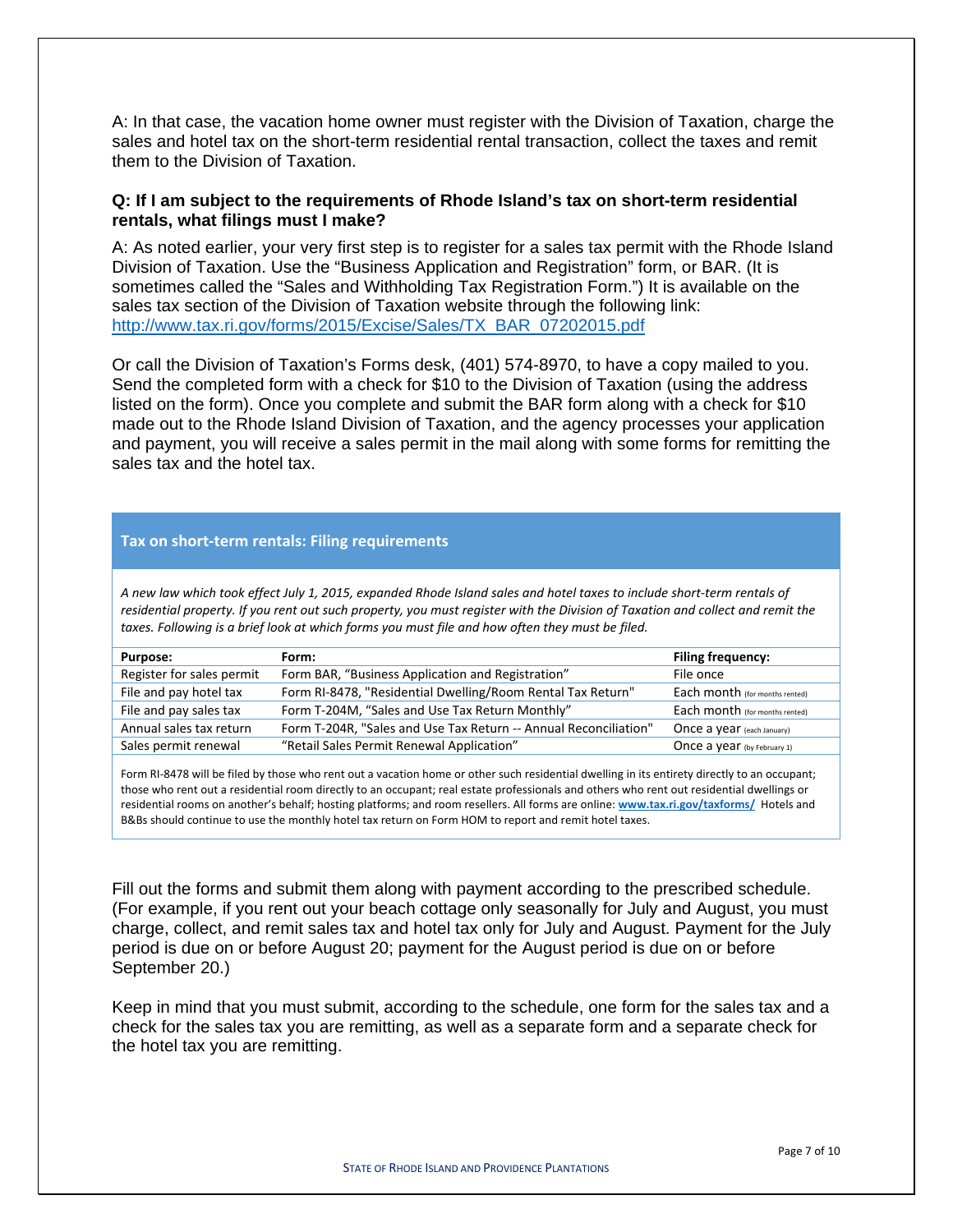A: In that case, the vacation home owner must register with the Division of Taxation, charge the sales and hotel tax on the short-term residential rental transaction, collect the taxes and remit them to the Division of Taxation.

**Q: If I am subject to the requirements of Rhode Island's tax on short-term residential rentals, what filings must I make?**

A: As noted earlier, your very first step is to register for a sales tax permit with the Rhode Island Division of Taxation. Use the "Business Application and Registration" form, or BAR. (It is sometimes called the "Sales and Withholding Tax Registration Form.") It is available on the sales tax section of the Division of Taxation website through the following link: http://www.tax.ri.gov/forms/2015/Excise/Sales/TX_BAR_07202015.pdf

Or call the Division of Taxation's Forms desk, (401) 574-8970, to have a copy mailed to you. Send the completed form with a check for $10 to the Division of Taxation (using the address listed on the form). Once you complete and submit the BAR form along with a check for $10 made out to the Rhode Island Division of Taxation, and the agency processes your application and payment, you will receive a sales permit in the mail along with some forms for remitting the sales tax and the hotel tax.

**Tax on short-term rentals: Filing requirements**

*A new law which took effect July 1, 2015, expanded Rhode Island sales and hotel taxes to include short-term rentals of residential property. If you rent out such property, you must register with the Division of Taxation and collect and remit the taxes. Following is a brief look at which forms you must file and how often they must be filed.*

| Purpose: | Form: | Filing frequency: |
|---|---|---|
| Register for sales permit | Form BAR, "Business Application and Registration" | File once |
| File and pay hotel tax | Form RI-8478, "Residential Dwelling/Room Rental Tax Return" | Each month (for months rented) |
| File and pay sales tax | Form T-204M, "Sales and Use Tax Return Monthly" | Each month (for months rented) |
| Annual sales tax return | Form T-204R, "Sales and Use Tax Return -- Annual Reconciliation" | Once a year (each January) |
| Sales permit renewal | "Retail Sales Permit Renewal Application" | Once a year (by February 1) |

Form RI-8478 will be filed by those who rent out a vacation home or other such residential dwelling in its entirety directly to an occupant; those who rent out a residential room directly to an occupant; real estate professionals and others who rent out residential dwellings or residential rooms on another's behalf; hosting platforms; and room resellers. All forms are online: **www.tax.ri.gov/taxforms/** Hotels and B&Bs should continue to use the monthly hotel tax return on Form HOM to report and remit hotel taxes.

Fill out the forms and submit them along with payment according to the prescribed schedule. (For example, if you rent out your beach cottage only seasonally for July and August, you must charge, collect, and remit sales tax and hotel tax only for July and August. Payment for the July period is due on or before August 20; payment for the August period is due on or before September 20.)

Keep in mind that you must submit, according to the schedule, one form for the sales tax and a check for the sales tax you are remitting, as well as a separate form and a separate check for the hotel tax you are remitting.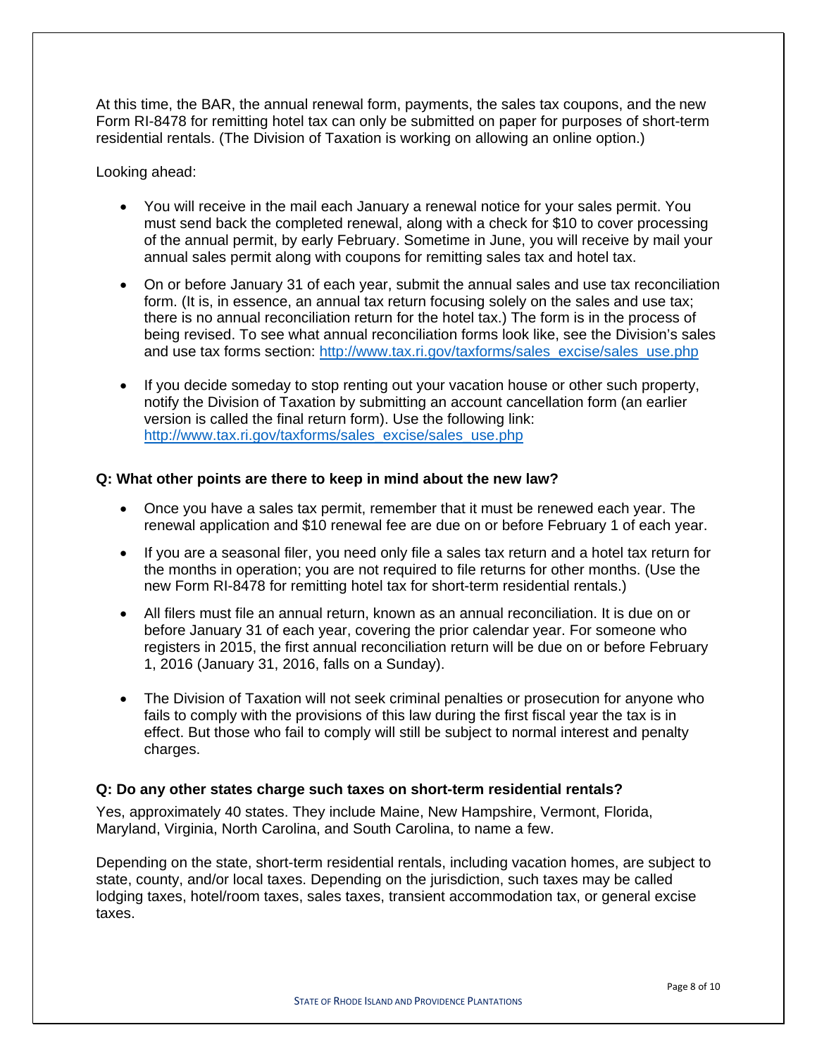At this time, the BAR, the annual renewal form, payments, the sales tax coupons, and the new Form RI-8478 for remitting hotel tax can only be submitted on paper for purposes of short-term residential rentals. (The Division of Taxation is working on allowing an online option.)

Looking ahead:

- You will receive in the mail each January a renewal notice for your sales permit. You must send back the completed renewal, along with a check for $10 to cover processing of the annual permit, by early February. Sometime in June, you will receive by mail your annual sales permit along with coupons for remitting sales tax and hotel tax.

- On or before January 31 of each year, submit the annual sales and use tax reconciliation form. (It is, in essence, an annual tax return focusing solely on the sales and use tax; there is no annual reconciliation return for the hotel tax.) The form is in the process of being revised. To see what annual reconciliation forms look like, see the Division's sales and use tax forms section: http://www.tax.ri.gov/taxforms/sales_excise/sales_use.php

- If you decide someday to stop renting out your vacation house or other such property, notify the Division of Taxation by submitting an account cancellation form (an earlier version is called the final return form). Use the following link: http://www.tax.ri.gov/taxforms/sales_excise/sales_use.php

**Q: What other points are there to keep in mind about the new law?**

- Once you have a sales tax permit, remember that it must be renewed each year. The renewal application and $10 renewal fee are due on or before February 1 of each year.

- If you are a seasonal filer, you need only file a sales tax return and a hotel tax return for the months in operation; you are not required to file returns for other months. (Use the new Form RI-8478 for remitting hotel tax for short-term residential rentals.)

- All filers must file an annual return, known as an annual reconciliation. It is due on or before January 31 of each year, covering the prior calendar year. For someone who registers in 2015, the first annual reconciliation return will be due on or before February 1, 2016 (January 31, 2016, falls on a Sunday).

- The Division of Taxation will not seek criminal penalties or prosecution for anyone who fails to comply with the provisions of this law during the first fiscal year the tax is in effect. But those who fail to comply will still be subject to normal interest and penalty charges.

**Q: Do any other states charge such taxes on short-term residential rentals?**

Yes, approximately 40 states. They include Maine, New Hampshire, Vermont, Florida, Maryland, Virginia, North Carolina, and South Carolina, to name a few.

Depending on the state, short-term residential rentals, including vacation homes, are subject to state, county, and/or local taxes. Depending on the jurisdiction, such taxes may be called lodging taxes, hotel/room taxes, sales taxes, transient accommodation tax, or general excise taxes.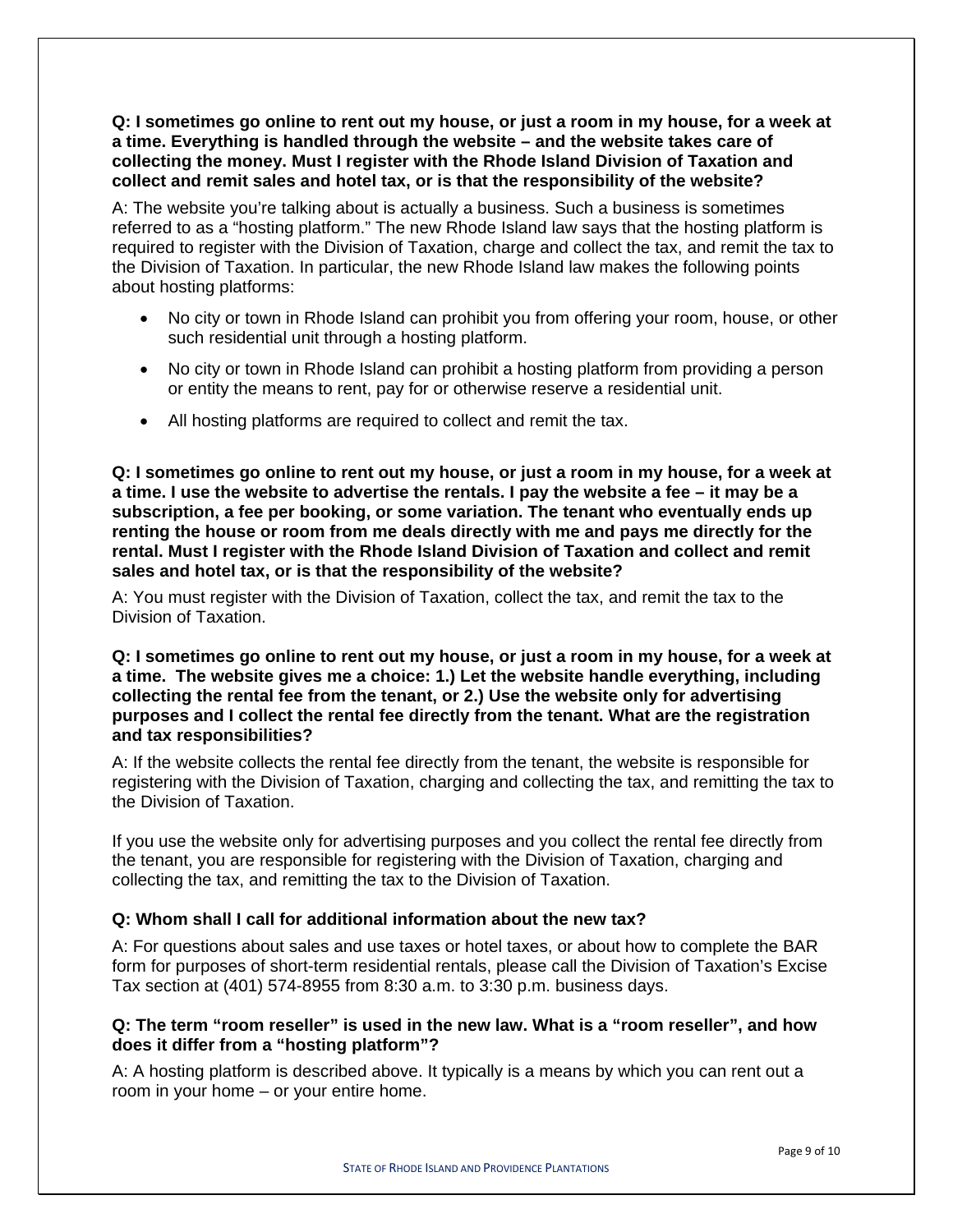**Q: I sometimes go online to rent out my house, or just a room in my house, for a week at a time. Everything is handled through the website – and the website takes care of collecting the money. Must I register with the Rhode Island Division of Taxation and collect and remit sales and hotel tax, or is that the responsibility of the website?**

A: The website you're talking about is actually a business. Such a business is sometimes referred to as a "hosting platform." The new Rhode Island law says that the hosting platform is required to register with the Division of Taxation, charge and collect the tax, and remit the tax to the Division of Taxation. In particular, the new Rhode Island law makes the following points about hosting platforms:

- No city or town in Rhode Island can prohibit you from offering your room, house, or other such residential unit through a hosting platform.
- No city or town in Rhode Island can prohibit a hosting platform from providing a person or entity the means to rent, pay for or otherwise reserve a residential unit.
- All hosting platforms are required to collect and remit the tax.

**Q: I sometimes go online to rent out my house, or just a room in my house, for a week at a time. I use the website to advertise the rentals. I pay the website a fee – it may be a subscription, a fee per booking, or some variation. The tenant who eventually ends up renting the house or room from me deals directly with me and pays me directly for the rental. Must I register with the Rhode Island Division of Taxation and collect and remit sales and hotel tax, or is that the responsibility of the website?**

A: You must register with the Division of Taxation, collect the tax, and remit the tax to the Division of Taxation.

**Q: I sometimes go online to rent out my house, or just a room in my house, for a week at a time. The website gives me a choice: 1.) Let the website handle everything, including collecting the rental fee from the tenant, or 2.) Use the website only for advertising purposes and I collect the rental fee directly from the tenant. What are the registration and tax responsibilities?**

A: If the website collects the rental fee directly from the tenant, the website is responsible for registering with the Division of Taxation, charging and collecting the tax, and remitting the tax to the Division of Taxation.

If you use the website only for advertising purposes and you collect the rental fee directly from the tenant, you are responsible for registering with the Division of Taxation, charging and collecting the tax, and remitting the tax to the Division of Taxation.

**Q: Whom shall I call for additional information about the new tax?**

A: For questions about sales and use taxes or hotel taxes, or about how to complete the BAR form for purposes of short-term residential rentals, please call the Division of Taxation's Excise Tax section at (401) 574-8955 from 8:30 a.m. to 3:30 p.m. business days.

**Q: The term "room reseller" is used in the new law. What is a "room reseller", and how does it differ from a "hosting platform"?**

A: A hosting platform is described above. It typically is a means by which you can rent out a room in your home – or your entire home.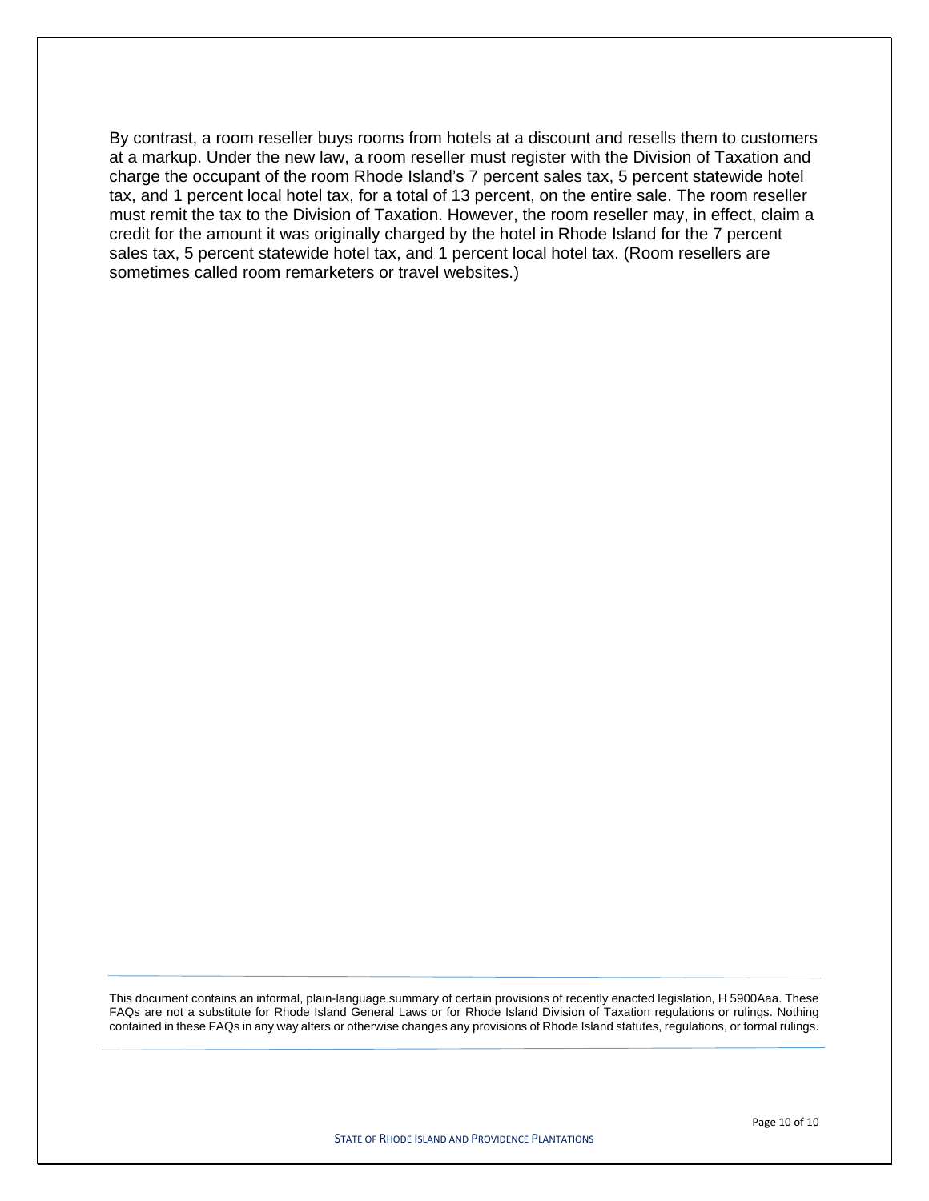By contrast, a room reseller buys rooms from hotels at a discount and resells them to customers at a markup. Under the new law, a room reseller must register with the Division of Taxation and charge the occupant of the room Rhode Island's 7 percent sales tax, 5 percent statewide hotel tax, and 1 percent local hotel tax, for a total of 13 percent, on the entire sale. The room reseller must remit the tax to the Division of Taxation. However, the room reseller may, in effect, claim a credit for the amount it was originally charged by the hotel in Rhode Island for the 7 percent sales tax, 5 percent statewide hotel tax, and 1 percent local hotel tax. (Room resellers are sometimes called room remarketers or travel websites.)

---

This document contains an informal, plain-language summary of certain provisions of recently enacted legislation, H 5900Aaa. These FAQs are not a substitute for Rhode Island General Laws or for Rhode Island Division of Taxation regulations or rulings. Nothing contained in these FAQs in any way alters or otherwise changes any provisions of Rhode Island statutes, regulations, or formal rulings.